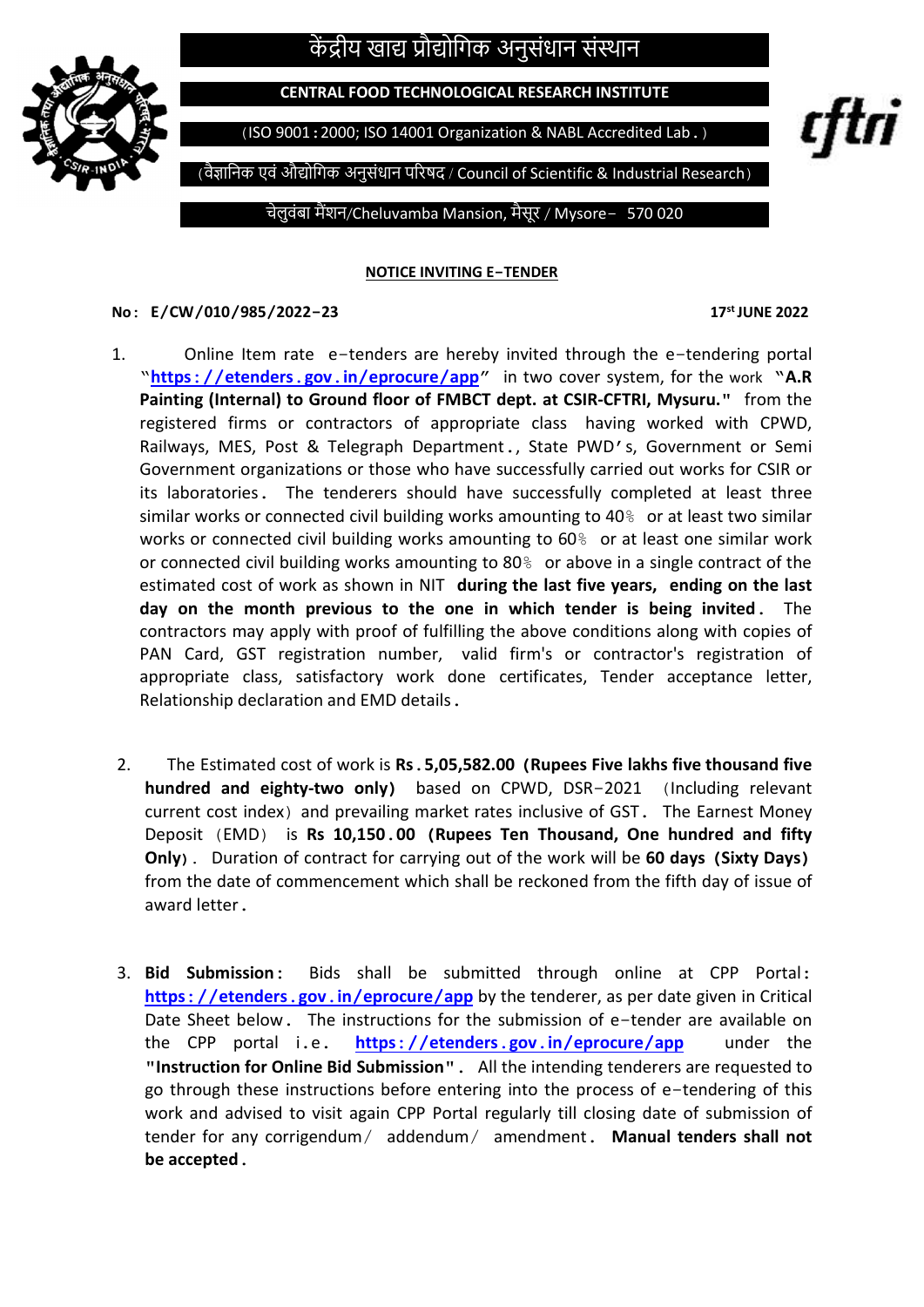# केंद्रीय खाद्य प्रौद्योगिक अनुसंधान संस्थान

**CENTRAL FOOD TECHNOLOGICAL RESEARCH INSTITUTE**

(ISO 9001 : 2000; ISO 14001 Organization & NABL Accredited Lab.)

(वैज्ञानिक एवं औद्योगिक अनुसंधान परिषद / Council of Scientific & Industrial Research)

चेलुवंबा मैंशन/Cheluvamba Mansion, मैसूर / Mysore– 570 020

cftri

## NOTICE INVITING E-TENDER

**No: E/CW/010/985/2022-23** **17th JUNE 2022**

1. Online Item rate e-tenders are hereby invited through the e-tendering portal "**https://etenders.gov.in/eprocure/app**" in two cover system, for the work "**A.R Painting (Internal) to Ground floor of FMBCT dept. at CSIR-CFTRI, Mysuru.**" from the registered firms or contractors of appropriate class having worked with CPWD, Railways, MES, Post & Telegraph Department., State PWD's, Government or Semi Government organizations or those who have successfully carried out works for CSIR or its laboratories. The tenderers should have successfully completed at least three similar works or connected civil building works amounting to 40% or at least two similar works or connected civil building works amounting to 60% or at least one similar work or connected civil building works amounting to 80% or above in a single contract of the estimated cost of work as shown in NIT **during the last five years, ending on the last day on the month previous to the one in which tender is being invited.** The contractors may apply with proof of fulfilling the above conditions along with copies of PAN Card, GST registration number, valid firm's or contractor's registration of appropriate class, satisfactory work done certificates, Tender acceptance letter, Relationship declaration and EMD details.

2. The Estimated cost of work is **Rs.5,05,582.00 (Rupees Five lakhs five thousand five hundred and eighty-two only)** based on CPWD, DSR-2021 (Including relevant current cost index) and prevailing market rates inclusive of GST. The Earnest Money Deposit (EMD) is **Rs 10,150.00 (Rupees Ten Thousand, One hundred and fifty Only)**. Duration of contract for carrying out of the work will be **60 days (Sixty Days)** from the date of commencement which shall be reckoned from the fifth day of issue of award letter.

3. **Bid Submission:** Bids shall be submitted through online at CPP Portal: **https://etenders.gov.in/eprocure/app** by the tenderer, as per date given in Critical Date Sheet below. The instructions for the submission of e-tender are available on the CPP portal i.e. **https://etenders.gov.in/eprocure/app** under the **"Instruction for Online Bid Submission".** All the intending tenderers are requested to go through these instructions before entering into the process of e-tendering of this work and advised to visit again CPP Portal regularly till closing date of submission of tender for any corrigendum/ addendum/ amendment. **Manual tenders shall not be accepted.**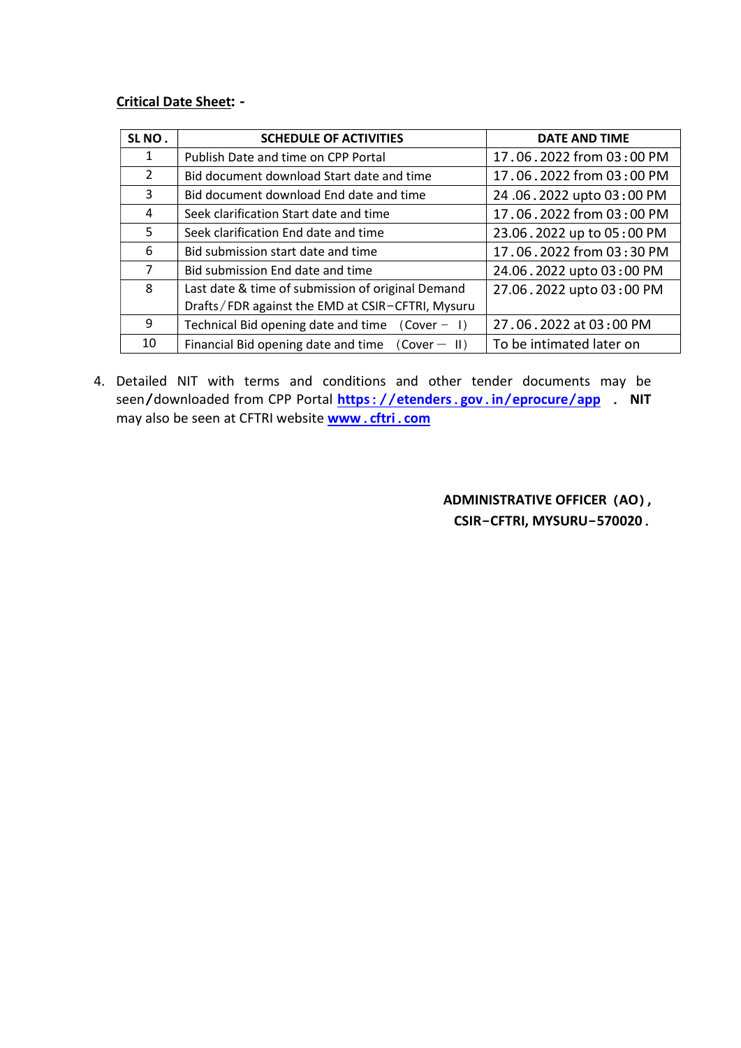**<u>Critical Date Sheet</u>: -**

| SL NO. | SCHEDULE OF ACTIVITIES | DATE AND TIME |
|---|---|---|
| 1 | Publish Date and time on CPP Portal | 17.06.2022 from 03:00 PM |
| 2 | Bid document download Start date and time | 17.06.2022 from 03:00 PM |
| 3 | Bid document download End date and time | 24 .06.2022 upto 03:00 PM |
| 4 | Seek clarification Start date and time | 17.06.2022 from 03:00 PM |
| 5 | Seek clarification End date and time | 23.06.2022 up to 05:00 PM |
| 6 | Bid submission start date and time | 17.06.2022 from 03:30 PM |
| 7 | Bid submission End date and time | 24.06.2022 upto 03:00 PM |
| 8 | Last date & time of submission of original Demand Drafts/FDR against the EMD at CSIR-CFTRI, Mysuru | 27.06.2022 upto 03:00 PM |
| 9 | Technical Bid opening date and time (Cover – I) | 27.06.2022 at 03:00 PM |
| 10 | Financial Bid opening date and time (Cover – II) | To be intimated later on |

4. Detailed NIT with terms and conditions and other tender documents may be seen/downloaded from CPP Portal **https://etenders.gov.in/eprocure/app** . **NIT** may also be seen at CFTRI website **www.cftri.com**

**ADMINISTRATIVE OFFICER (AO),**
**CSIR-CFTRI, MYSURU-570020.**